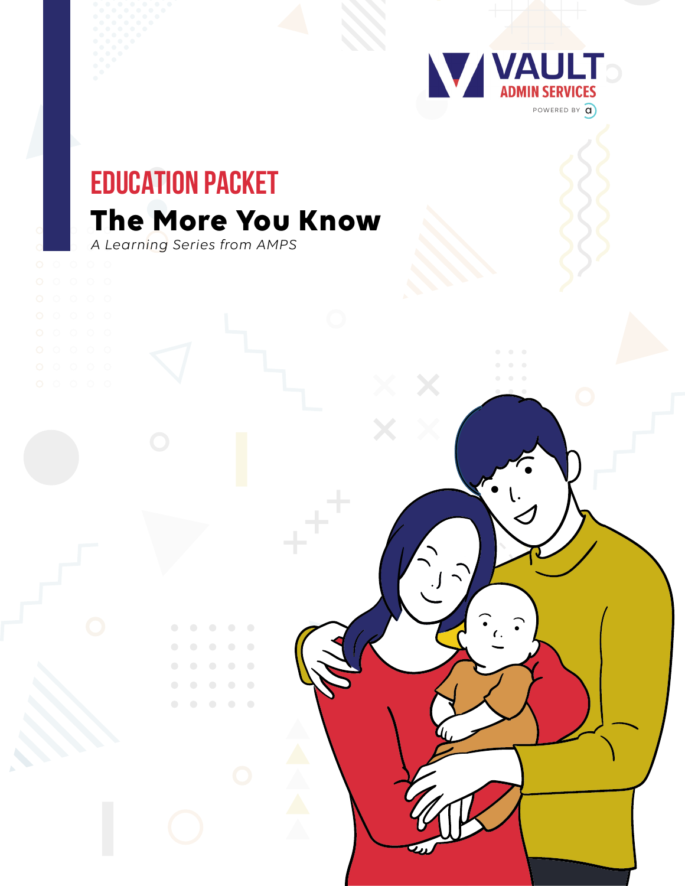VAULT
ADMIN SERVICES
POWERED BY a

# EDUCATION PACKET

## The More You Know

*A Learning Series from AMPS*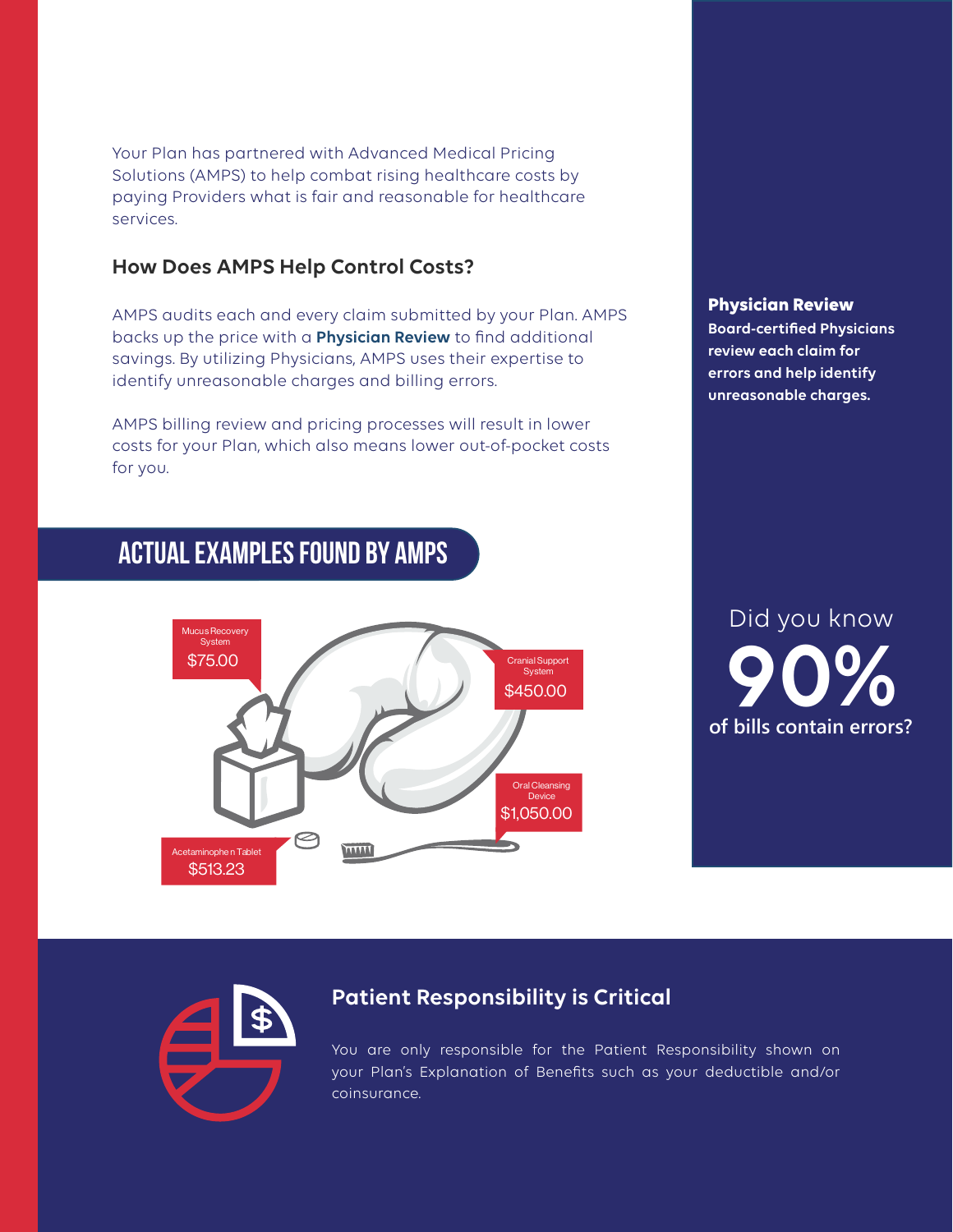Your Plan has partnered with Advanced Medical Pricing Solutions (AMPS) to help combat rising healthcare costs by paying Providers what is fair and reasonable for healthcare services.

### How Does AMPS Help Control Costs?

AMPS audits each and every claim submitted by your Plan. AMPS backs up the price with a **Physician Review** to find additional savings. By utilizing Physicians, AMPS uses their expertise to identify unreasonable charges and billing errors.

AMPS billing review and pricing processes will result in lower costs for your Plan, which also means lower out-of-pocket costs for you.

**Physician Review**
**Board-certified Physicians review each claim for errors and help identify unreasonable charges.**

## ACTUAL EXAMPLES FOUND BY AMPS

Mucus Recovery System
$75.00

Cranial Support System
$450.00

Oral Cleansing Device
$1,050.00

Acetaminophen Tablet
$513.23

Did you know
**90%**
**of bills contain errors?**

### Patient Responsibility is Critical

You are only responsible for the Patient Responsibility shown on your Plan's Explanation of Benefits such as your deductible and/or coinsurance.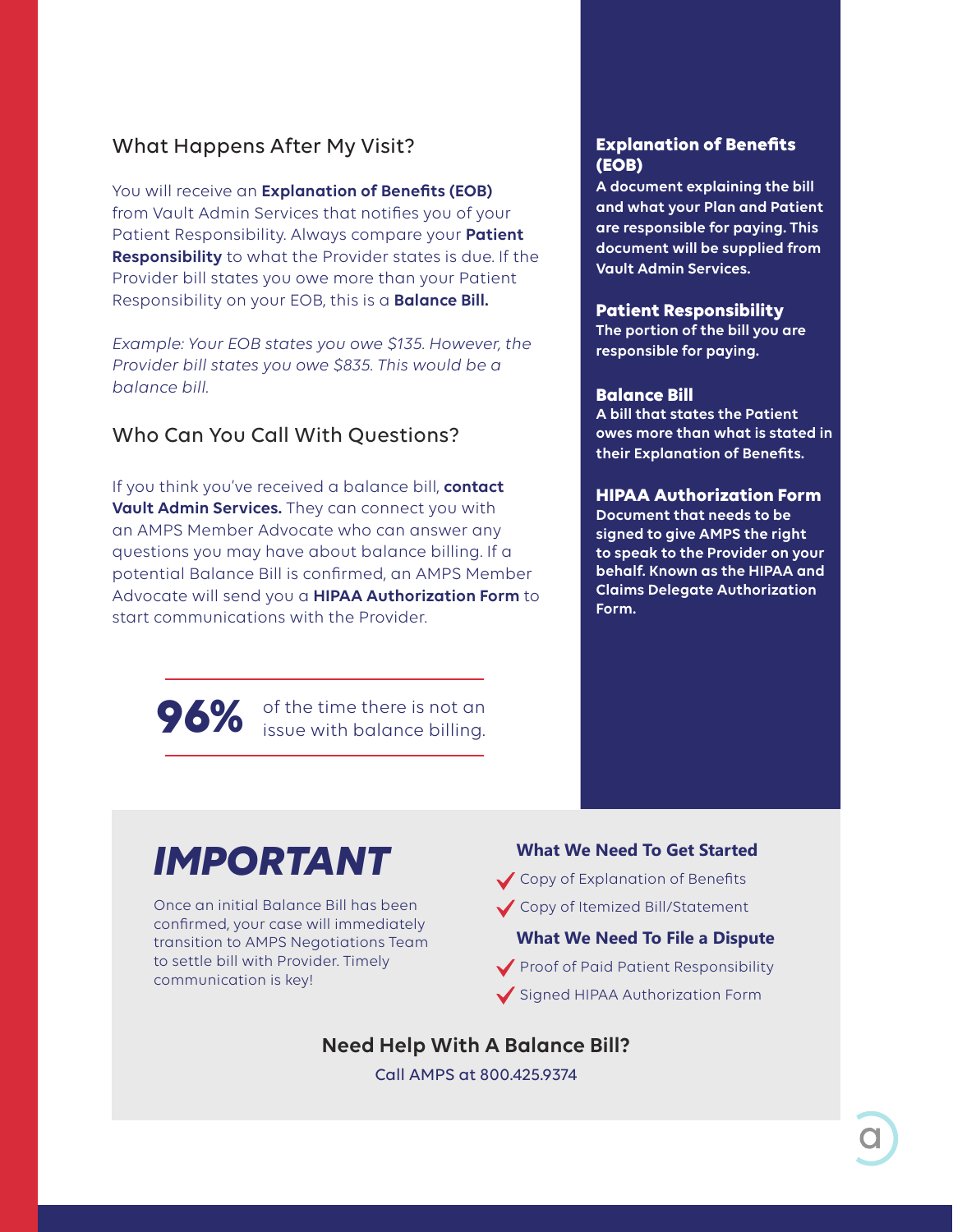## What Happens After My Visit?

You will receive an **Explanation of Benefits (EOB)** from Vault Admin Services that notifies you of your Patient Responsibility. Always compare your **Patient Responsibility** to what the Provider states is due. If the Provider bill states you owe more than your Patient Responsibility on your EOB, this is a **Balance Bill.**

*Example: Your EOB states you owe $135. However, the Provider bill states you owe $835. This would be a balance bill.*

## Who Can You Call With Questions?

If you think you've received a balance bill, **contact Vault Admin Services.** They can connect you with an AMPS Member Advocate who can answer any questions you may have about balance billing. If a potential Balance Bill is confirmed, an AMPS Member Advocate will send you a **HIPAA Authorization Form** to start communications with the Provider.

**96%** of the time there is not an issue with balance billing.

**Explanation of Benefits (EOB)**
A document explaining the bill and what your Plan and Patient are responsible for paying. This document will be supplied from Vault Admin Services.

**Patient Responsibility**
The portion of the bill you are responsible for paying.

**Balance Bill**
A bill that states the Patient owes more than what is stated in their Explanation of Benefits.

**HIPAA Authorization Form**
Document that needs to be signed to give AMPS the right to speak to the Provider on your behalf. Known as the HIPAA and Claims Delegate Authorization Form.

## *IMPORTANT*

Once an initial Balance Bill has been confirmed, your case will immediately transition to AMPS Negotiations Team to settle bill with Provider. Timely communication is key!

### What We Need To Get Started

- ✔ Copy of Explanation of Benefits
- ✔ Copy of Itemized Bill/Statement

### What We Need To File a Dispute

- ✔ Proof of Paid Patient Responsibility
- ✔ Signed HIPAA Authorization Form

### Need Help With A Balance Bill?

Call AMPS at 800.425.9374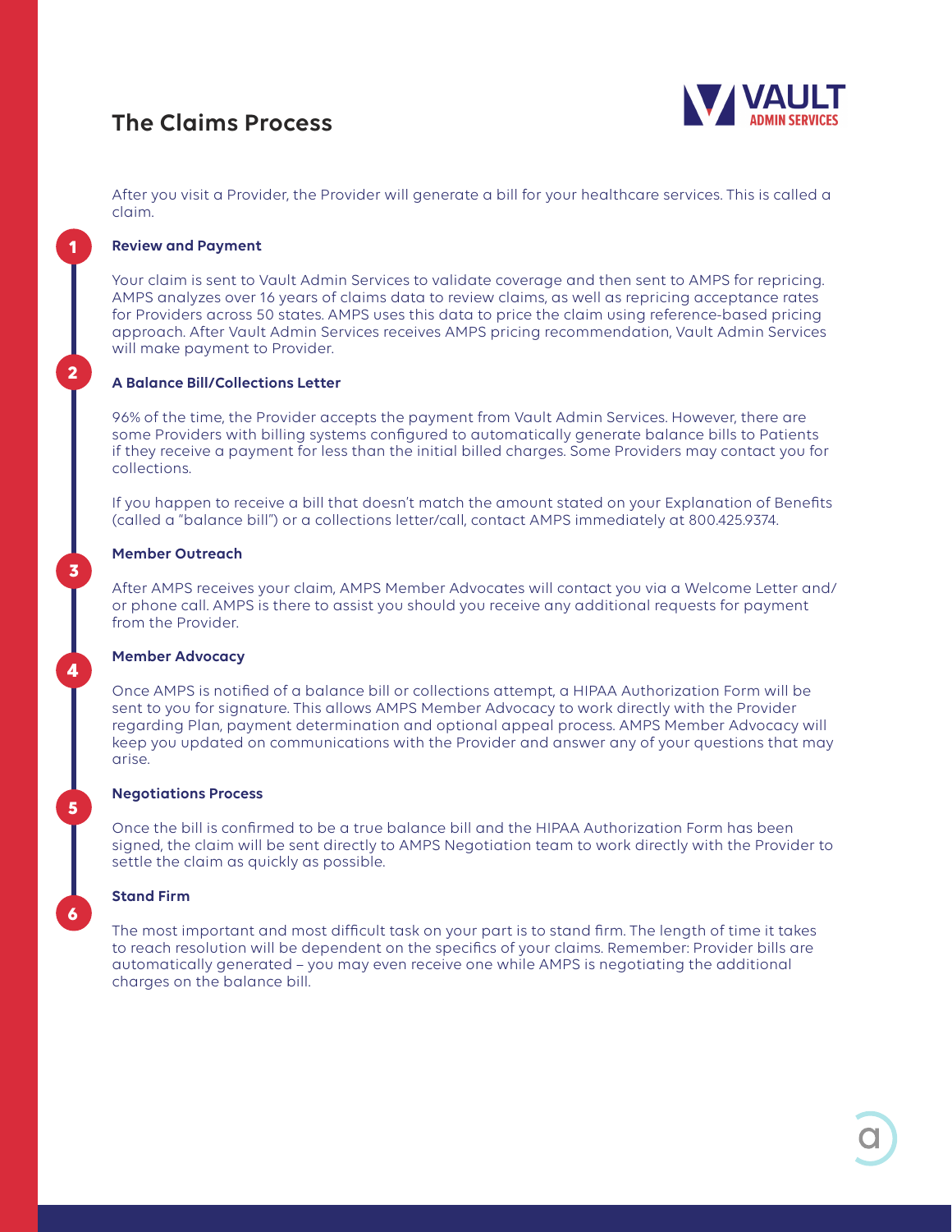# The Claims Process

After you visit a Provider, the Provider will generate a bill for your healthcare services. This is called a claim.

## 1 Review and Payment

Your claim is sent to Vault Admin Services to validate coverage and then sent to AMPS for repricing. AMPS analyzes over 16 years of claims data to review claims, as well as repricing acceptance rates for Providers across 50 states. AMPS uses this data to price the claim using reference-based pricing approach. After Vault Admin Services receives AMPS pricing recommendation, Vault Admin Services will make payment to Provider.

## 2 A Balance Bill/Collections Letter

96% of the time, the Provider accepts the payment from Vault Admin Services. However, there are some Providers with billing systems configured to automatically generate balance bills to Patients if they receive a payment for less than the initial billed charges. Some Providers may contact you for collections.

If you happen to receive a bill that doesn't match the amount stated on your Explanation of Benefits (called a "balance bill") or a collections letter/call, contact AMPS immediately at 800.425.9374.

## 3 Member Outreach

After AMPS receives your claim, AMPS Member Advocates will contact you via a Welcome Letter and/or phone call. AMPS is there to assist you should you receive any additional requests for payment from the Provider.

## 4 Member Advocacy

Once AMPS is notified of a balance bill or collections attempt, a HIPAA Authorization Form will be sent to you for signature. This allows AMPS Member Advocacy to work directly with the Provider regarding Plan, payment determination and optional appeal process. AMPS Member Advocacy will keep you updated on communications with the Provider and answer any of your questions that may arise.

## 5 Negotiations Process

Once the bill is confirmed to be a true balance bill and the HIPAA Authorization Form has been signed, the claim will be sent directly to AMPS Negotiation team to work directly with the Provider to settle the claim as quickly as possible.

## 6 Stand Firm

The most important and most difficult task on your part is to stand firm. The length of time it takes to reach resolution will be dependent on the specifics of your claims. Remember: Provider bills are automatically generated – you may even receive one while AMPS is negotiating the additional charges on the balance bill.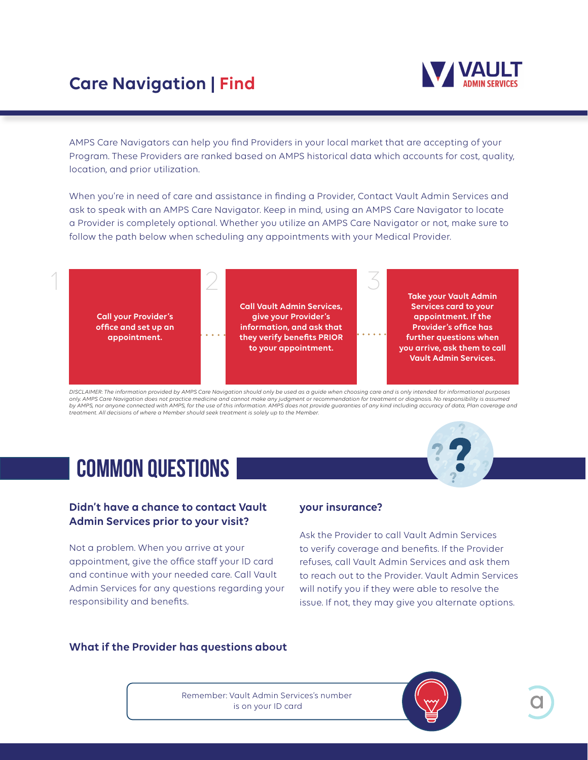# Care Navigation | Find

AMPS Care Navigators can help you find Providers in your local market that are accepting of your Program. These Providers are ranked based on AMPS historical data which accounts for cost, quality, location, and prior utilization.

When you're in need of care and assistance in finding a Provider, Contact Vault Admin Services and ask to speak with an AMPS Care Navigator. Keep in mind, using an AMPS Care Navigator to locate a Provider is completely optional. Whether you utilize an AMPS Care Navigator or not, make sure to follow the path below when scheduling any appointments with your Medical Provider.

1. **Call your Provider's office and set up an appointment.**
2. **Call Vault Admin Services, give your Provider's information, and ask that they verify benefits PRIOR to your appointment.**
3. **Take your Vault Admin Services card to your appointment. If the Provider's office has further questions when you arrive, ask them to call Vault Admin Services.**

*DISCLAIMER: The information provided by AMPS Care Navigation should only be used as a guide when choosing care and is only intended for informational purposes only. AMPS Care Navigation does not practice medicine and cannot make any judgment or recommendation for treatment or diagnosis. No responsibility is assumed by AMPS, nor anyone connected with AMPS, for the use of this information. AMPS does not provide guaranties of any kind including accuracy of data, Plan coverage and treatment. All decisions of where a Member should seek treatment is solely up to the Member.*

## COMMON QUESTIONS

### Didn't have a chance to contact Vault Admin Services prior to your visit?

Not a problem. When you arrive at your appointment, give the office staff your ID card and continue with your needed care. Call Vault Admin Services for any questions regarding your responsibility and benefits.

### What if the Provider has questions about your insurance?

Ask the Provider to call Vault Admin Services to verify coverage and benefits. If the Provider refuses, call Vault Admin Services and ask them to reach out to the Provider. Vault Admin Services will notify you if they were able to resolve the issue. If not, they may give you alternate options.

Remember: Vault Admin Services's number is on your ID card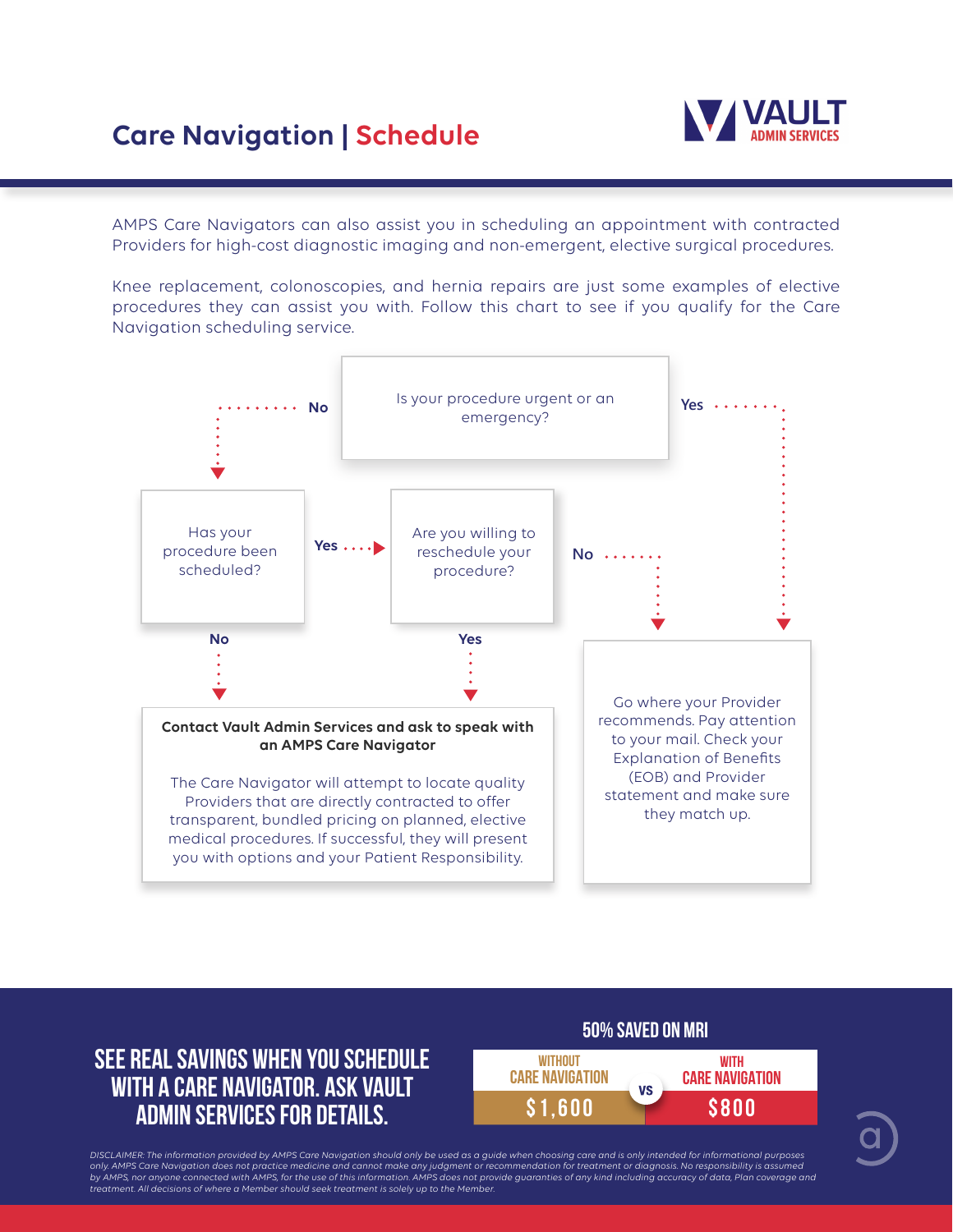# Care Navigation | Schedule

VAULT ADMIN SERVICES

AMPS Care Navigators can also assist you in scheduling an appointment with contracted Providers for high-cost diagnostic imaging and non-emergent, elective surgical procedures.

Knee replacement, colonoscopies, and hernia repairs are just some examples of elective procedures they can assist you with. Follow this chart to see if you qualify for the Care Navigation scheduling service.

**Is your procedure urgent or an emergency?**

- **No** → **Has your procedure been scheduled?**
  - **No** → **Contact Vault Admin Services and ask to speak with an AMPS Care Navigator**
  - **Yes** → **Are you willing to reschedule your procedure?**
    - **Yes** → **Contact Vault Admin Services and ask to speak with an AMPS Care Navigator**
    - **No** → Go where your Provider recommends. Pay attention to your mail. Check your Explanation of Benefits (EOB) and Provider statement and make sure they match up.
- **Yes** → Go where your Provider recommends. Pay attention to your mail. Check your Explanation of Benefits (EOB) and Provider statement and make sure they match up.

**Contact Vault Admin Services and ask to speak with an AMPS Care Navigator**

The Care Navigator will attempt to locate quality Providers that are directly contracted to offer transparent, bundled pricing on planned, elective medical procedures. If successful, they will present you with options and your Patient Responsibility.

**Go where your Provider recommends.** Pay attention to your mail. Check your Explanation of Benefits (EOB) and Provider statement and make sure they match up.

## SEE REAL SAVINGS WHEN YOU SCHEDULE WITH A CARE NAVIGATOR. ASK VAULT ADMIN SERVICES FOR DETAILS.

**50% SAVED ON MRI**

| WITHOUT CARE NAVIGATION | VS | WITH CARE NAVIGATION |
|---|---|---|
| $1,600 | | $800 |

*DISCLAIMER: The information provided by AMPS Care Navigation should only be used as a guide when choosing care and is only intended for informational purposes only. AMPS Care Navigation does not practice medicine and cannot make any judgment or recommendation for treatment or diagnosis. No responsibility is assumed by AMPS, nor anyone connected with AMPS, for the use of this information. AMPS does not provide guaranties of any kind including accuracy of data, Plan coverage and treatment. All decisions of where a Member should seek treatment is solely up to the Member.*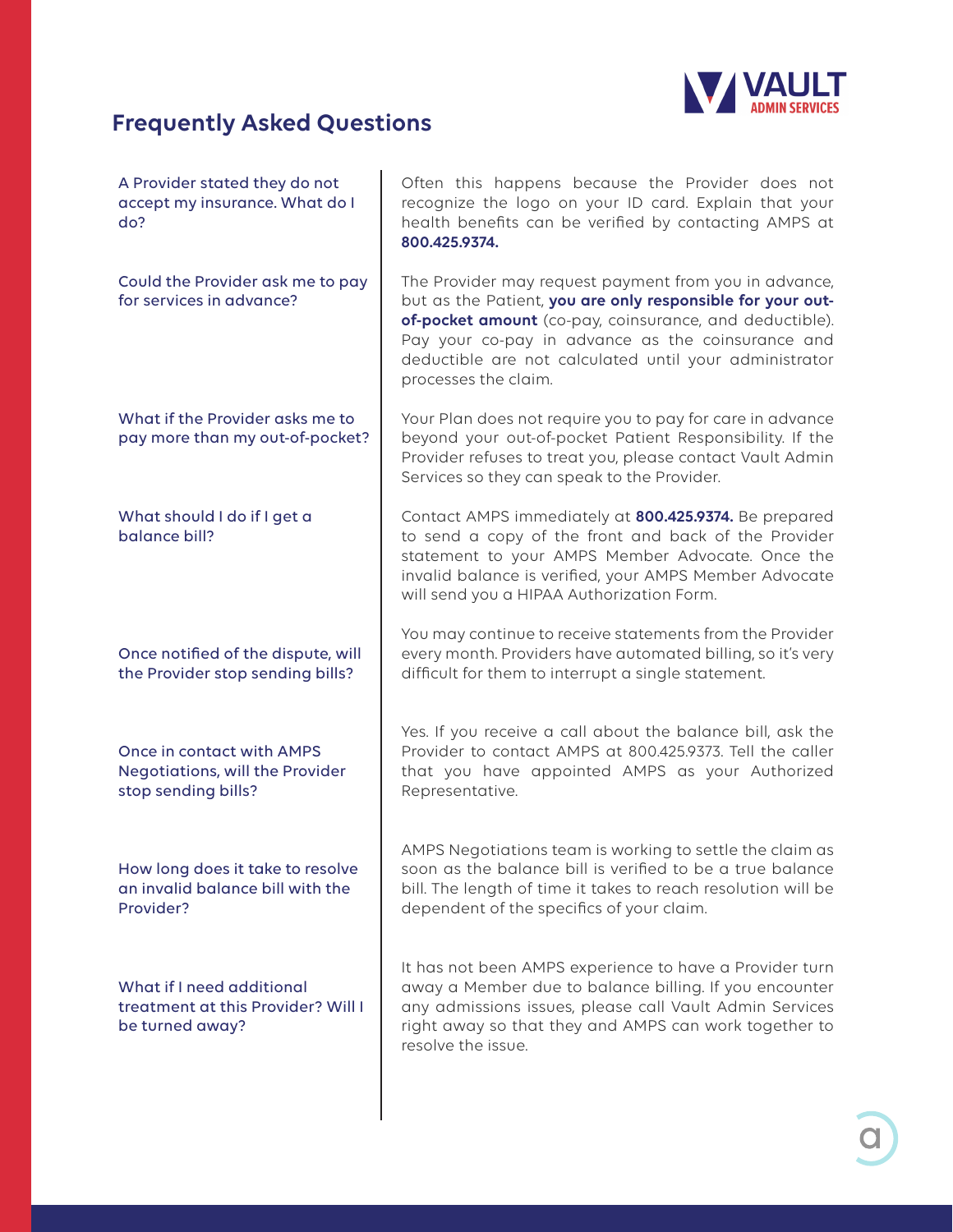## Frequently Asked Questions

| | |
|---|---|
| A Provider stated they do not accept my insurance. What do I do? | Often this happens because the Provider does not recognize the logo on your ID card. Explain that your health benefits can be verified by contacting AMPS at **800.425.9374.** |
| Could the Provider ask me to pay for services in advance? | The Provider may request payment from you in advance, but as the Patient, **you are only responsible for your out-of-pocket amount** (co-pay, coinsurance, and deductible). Pay your co-pay in advance as the coinsurance and deductible are not calculated until your administrator processes the claim. |
| What if the Provider asks me to pay more than my out-of-pocket? | Your Plan does not require you to pay for care in advance beyond your out-of-pocket Patient Responsibility. If the Provider refuses to treat you, please contact Vault Admin Services so they can speak to the Provider. |
| What should I do if I get a balance bill? | Contact AMPS immediately at **800.425.9374.** Be prepared to send a copy of the front and back of the Provider statement to your AMPS Member Advocate. Once the invalid balance is verified, your AMPS Member Advocate will send you a HIPAA Authorization Form. |
| Once notified of the dispute, will the Provider stop sending bills? | You may continue to receive statements from the Provider every month. Providers have automated billing, so it's very difficult for them to interrupt a single statement. |
| Once in contact with AMPS Negotiations, will the Provider stop sending bills? | Yes. If you receive a call about the balance bill, ask the Provider to contact AMPS at 800.425.9373. Tell the caller that you have appointed AMPS as your Authorized Representative. |
| How long does it take to resolve an invalid balance bill with the Provider? | AMPS Negotiations team is working to settle the claim as soon as the balance bill is verified to be a true balance bill. The length of time it takes to reach resolution will be dependent of the specifics of your claim. |
| What if I need additional treatment at this Provider? Will I be turned away? | It has not been AMPS experience to have a Provider turn away a Member due to balance billing. If you encounter any admissions issues, please call Vault Admin Services right away so that they and AMPS can work together to resolve the issue. |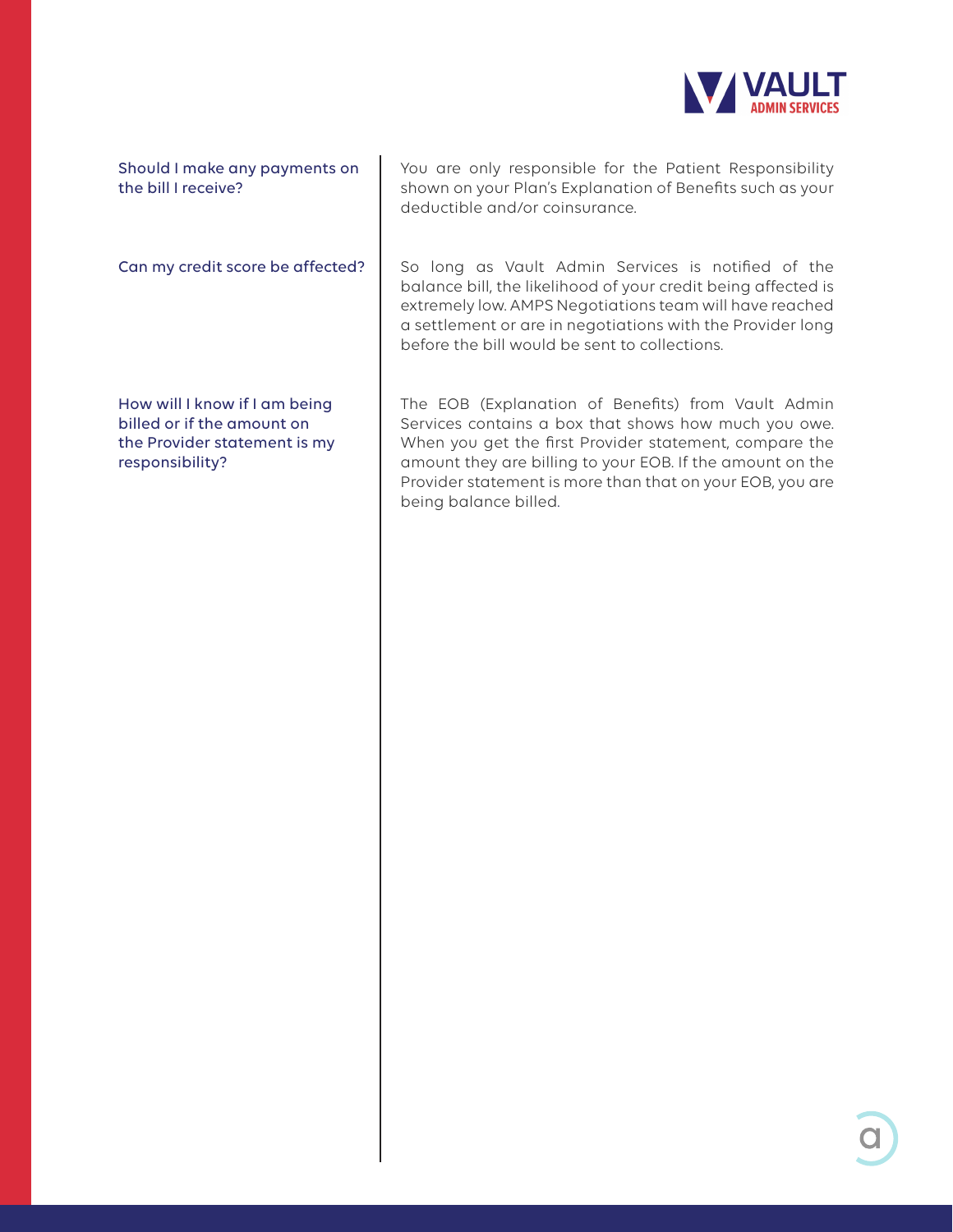**Should I make any payments on the bill I receive?**

You are only responsible for the Patient Responsibility shown on your Plan's Explanation of Benefits such as your deductible and/or coinsurance.

**Can my credit score be affected?**

So long as Vault Admin Services is notified of the balance bill, the likelihood of your credit being affected is extremely low. AMPS Negotiations team will have reached a settlement or are in negotiations with the Provider long before the bill would be sent to collections.

**How will I know if I am being billed or if the amount on the Provider statement is my responsibility?**

The EOB (Explanation of Benefits) from Vault Admin Services contains a box that shows how much you owe. When you get the first Provider statement, compare the amount they are billing to your EOB. If the amount on the Provider statement is more than that on your EOB, you are being balance billed.